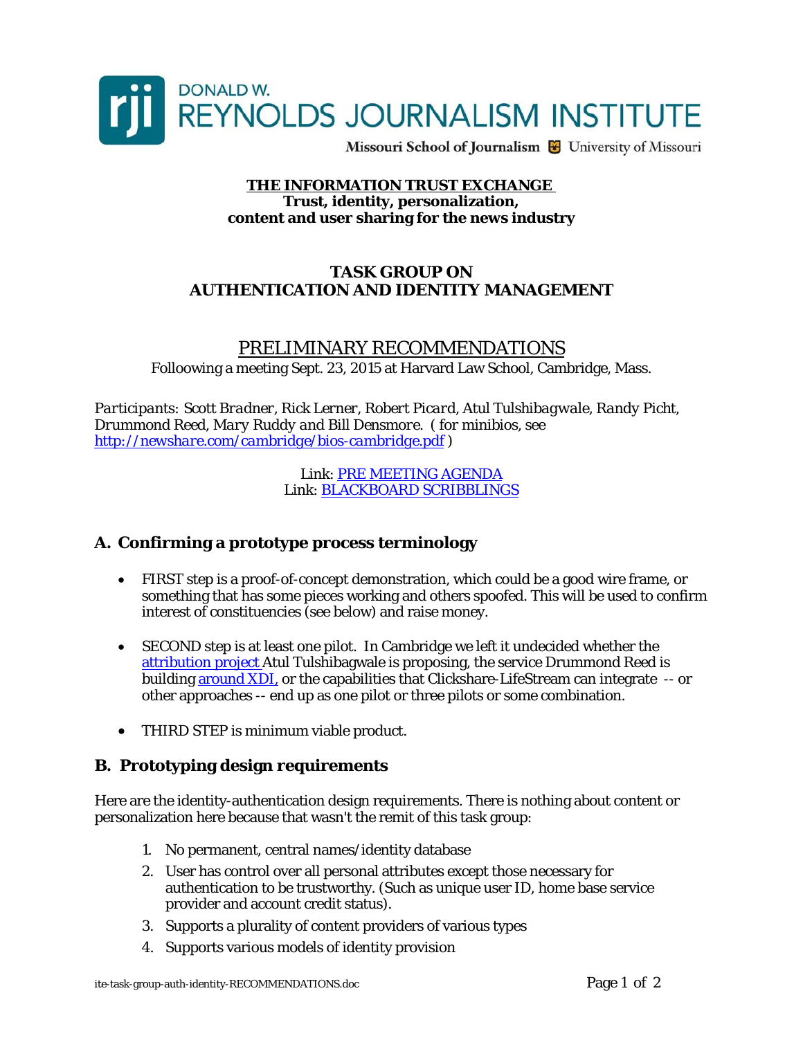DONALD W.
REYNOLDS JOURNALISM INSTITUTE
Missouri School of Journalism | University of Missouri

**THE INFORMATION TRUST EXCHANGE**
**Trust, identity, personalization, content and user sharing for the news industry**

## TASK GROUP ON AUTHENTICATION AND IDENTITY MANAGEMENT

# PRELIMINARY RECOMMENDATIONS

Folloowing a meeting Sept. 23, 2015 at Harvard Law School, Cambridge, Mass.

*Participants: Scott Bradner, Rick Lerner, Robert Picard, Atul Tulshibagwale, Randy Picht, Drummond Reed, Mary Ruddy and Bill Densmore.* ( for minibios, see [http://newshare.com/cambridge/bios-cambridge.pdf](http://newshare.com/cambridge/bios-cambridge.pdf) )

Link: PRE MEETING AGENDA
Link: BLACKBOARD SCRIBBLINGS

## A. Confirming a prototype process terminology

- FIRST step is a proof-of-concept demonstration, which could be a good wire frame, or something that has some pieces working and others spoofed. This will be used to confirm interest of constituencies (see below) and raise money.
- SECOND step is at least one pilot. In Cambridge we left it undecided whether the attribution project Atul Tulshibagwale is proposing, the service Drummond Reed is building around XDI, or the capabilities that Clickshare-LifeStream can integrate -- or other approaches -- end up as one pilot or three pilots or some combination.
- THIRD STEP is minimum viable product.

## B. Prototyping design requirements

Here are the identity-authentication design requirements. There is nothing about content or personalization here because that wasn't the remit of this task group:

1. No permanent, central names/identity database
2. User has control over all personal attributes except those necessary for authentication to be trustworthy. (Such as unique user ID, home base service provider and account credit status).
3. Supports a plurality of content providers of various types
4. Supports various models of identity provision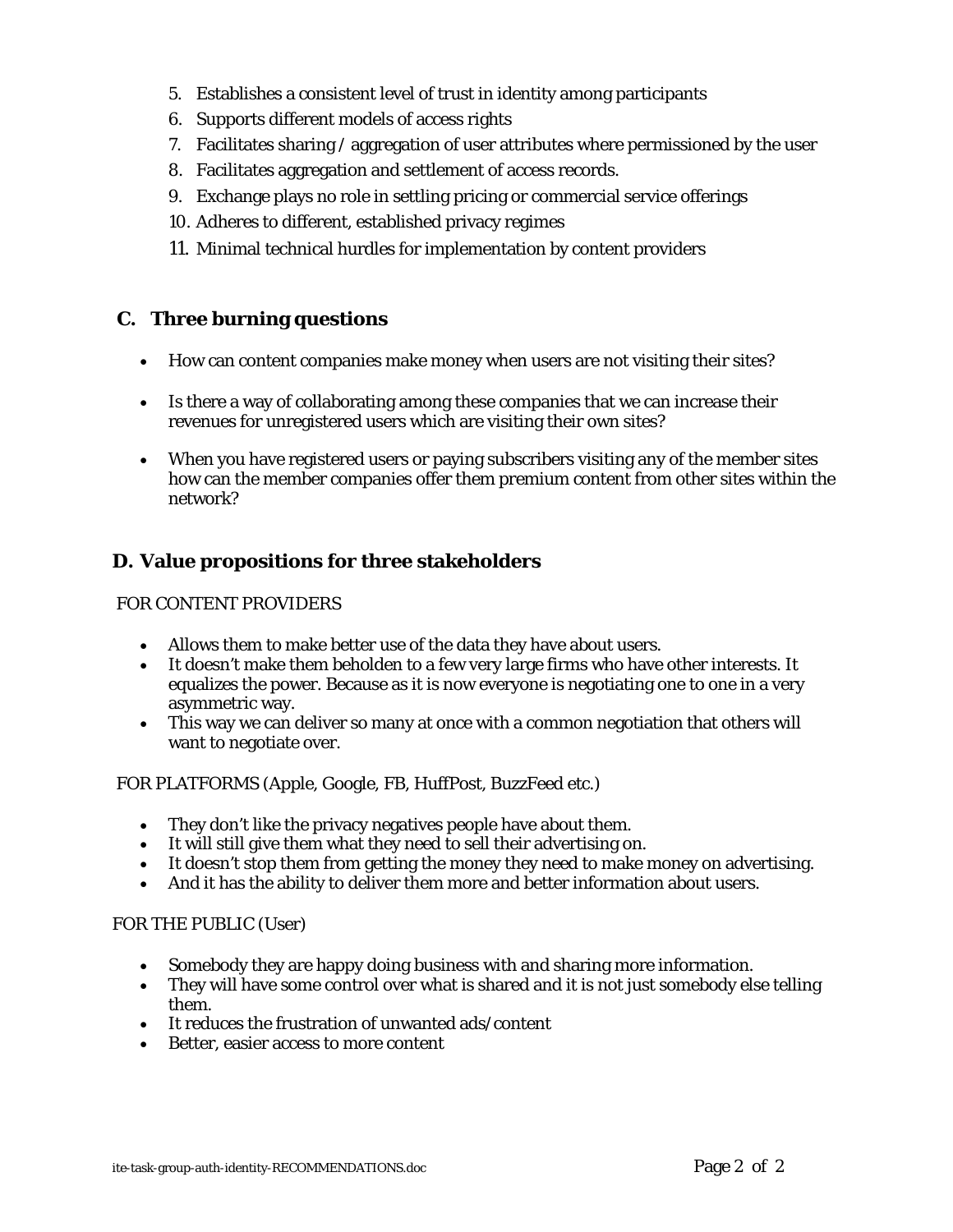5. Establishes a consistent level of trust in identity among participants
6. Supports different models of access rights
7. Facilitates sharing / aggregation of user attributes where permissioned by the user
8. Facilitates aggregation and settlement of access records.
9. Exchange plays no role in settling pricing or commercial service offerings
10. Adheres to different, established privacy regimes
11. Minimal technical hurdles for implementation by content providers

## C. Three burning questions

- How can content companies make money when users are not visiting their sites?
- Is there a way of collaborating among these companies that we can increase their revenues for unregistered users which are visiting their own sites?
- When you have registered users or paying subscribers visiting any of the member sites how can the member companies offer them premium content from other sites within the network?

## D. Value propositions for three stakeholders

FOR CONTENT PROVIDERS

- Allows them to make better use of the data they have about users.
- It doesn't make them beholden to a few very large firms who have other interests. It equalizes the power. Because as it is now everyone is negotiating one to one in a very asymmetric way.
- This way we can deliver so many at once with a common negotiation that others will want to negotiate over.

FOR PLATFORMS (Apple, Google, FB, HuffPost, BuzzFeed etc.)

- They don't like the privacy negatives people have about them.
- It will still give them what they need to sell their advertising on.
- It doesn't stop them from getting the money they need to make money on advertising.
- And it has the ability to deliver them more and better information about users.

FOR THE PUBLIC (User)

- Somebody they are happy doing business with and sharing more information.
- They will have some control over what is shared and it is not just somebody else telling them.
- It reduces the frustration of unwanted ads/content
- Better, easier access to more content